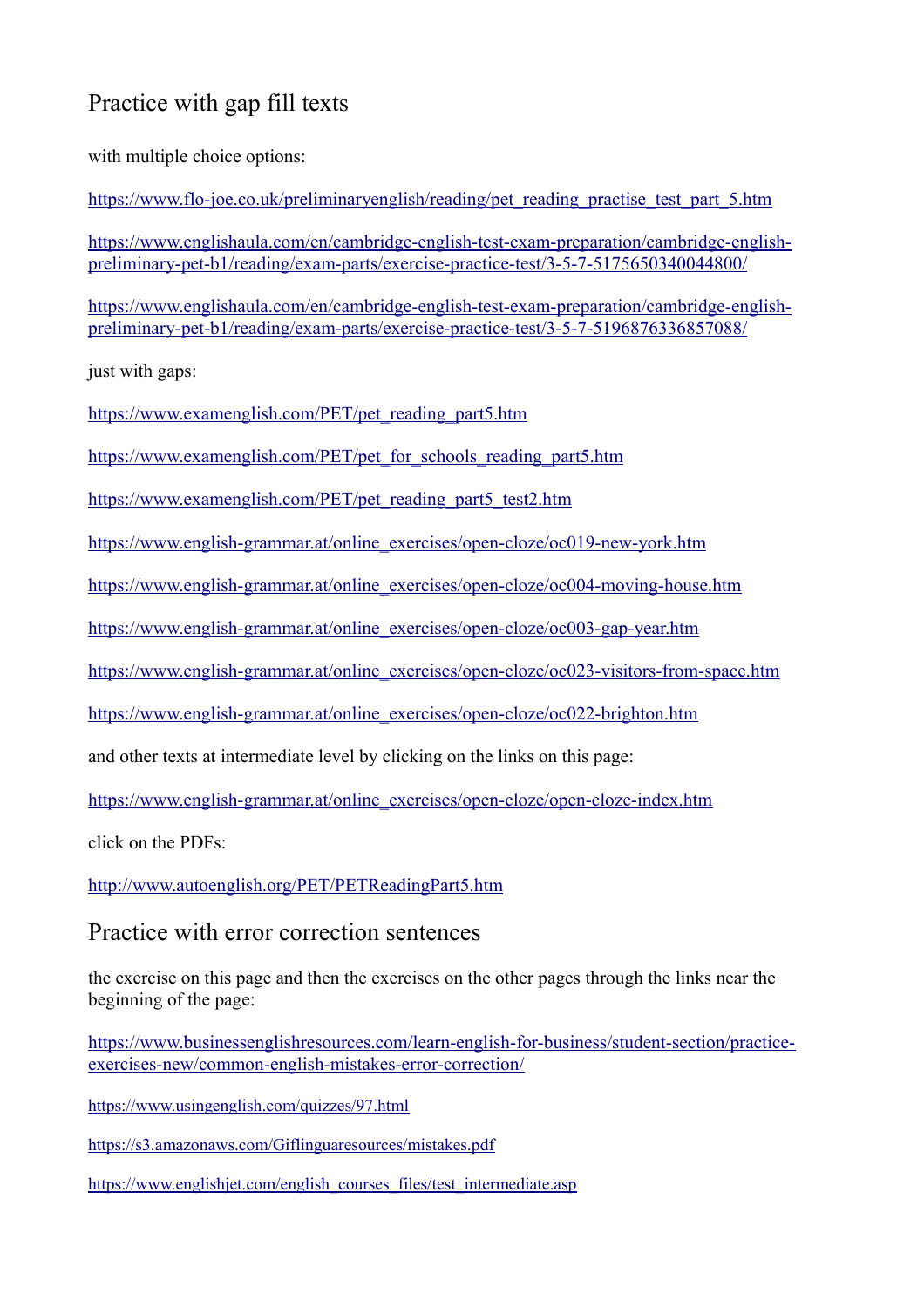## Practice with gap fill texts

with multiple choice options:

https://www.flo-joe.co.uk/preliminaryenglish/reading/pet_reading_practise_test_part_5.htm

https://www.englishaula.com/en/cambridge-english-test-exam-preparation/cambridge-english-preliminary-pet-b1/reading/exam-parts/exercise-practice-test/3-5-7-5175650340044800/

https://www.englishaula.com/en/cambridge-english-test-exam-preparation/cambridge-english-preliminary-pet-b1/reading/exam-parts/exercise-practice-test/3-5-7-5196876336857088/

just with gaps:

https://www.examenglish.com/PET/pet_reading_part5.htm

https://www.examenglish.com/PET/pet_for_schools_reading_part5.htm

https://www.examenglish.com/PET/pet_reading_part5_test2.htm

https://www.english-grammar.at/online_exercises/open-cloze/oc019-new-york.htm

https://www.english-grammar.at/online_exercises/open-cloze/oc004-moving-house.htm

https://www.english-grammar.at/online_exercises/open-cloze/oc003-gap-year.htm

https://www.english-grammar.at/online_exercises/open-cloze/oc023-visitors-from-space.htm

https://www.english-grammar.at/online_exercises/open-cloze/oc022-brighton.htm

and other texts at intermediate level by clicking on the links on this page:

https://www.english-grammar.at/online_exercises/open-cloze/open-cloze-index.htm

click on the PDFs:

http://www.autoenglish.org/PET/PETReadingPart5.htm

## Practice with error correction sentences

the exercise on this page and then the exercises on the other pages through the links near the beginning of the page:

https://www.businessenglishresources.com/learn-english-for-business/student-section/practice-exercises-new/common-english-mistakes-error-correction/

https://www.usingenglish.com/quizzes/97.html

https://s3.amazonaws.com/Giflinguaresources/mistakes.pdf

https://www.englishjet.com/english_courses_files/test_intermediate.asp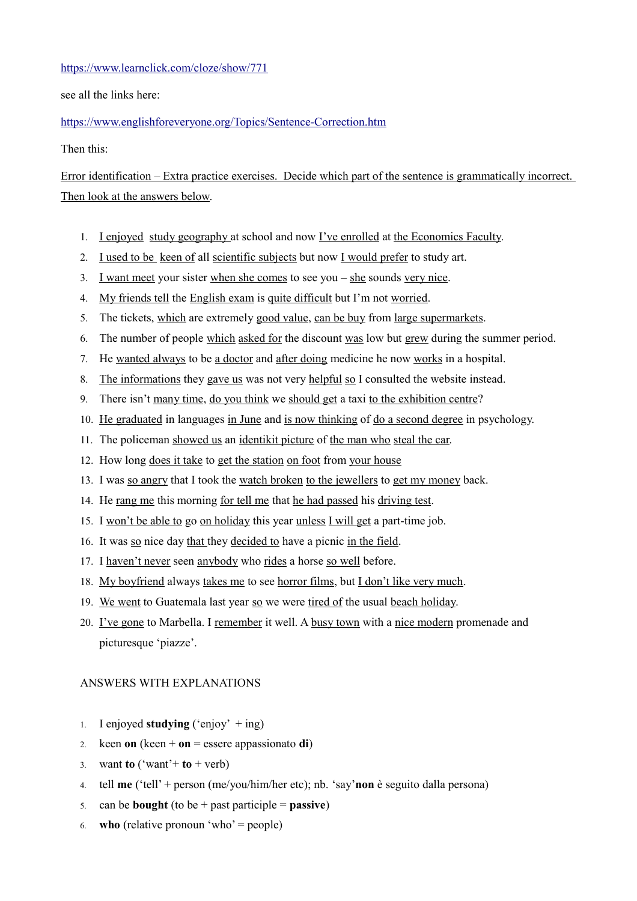https://www.learnclick.com/cloze/show/771

see all the links here:

https://www.englishforeveryone.org/Topics/Sentence-Correction.htm

Then this:

Error identification – Extra practice exercises. Decide which part of the sentence is grammatically incorrect. Then look at the answers below.

1. I enjoyed study geography at school and now I've enrolled at the Economics Faculty.
2. I used to be keen of all scientific subjects but now I would prefer to study art.
3. I want meet your sister when she comes to see you – she sounds very nice.
4. My friends tell the English exam is quite difficult but I'm not worried.
5. The tickets, which are extremely good value, can be buy from large supermarkets.
6. The number of people which asked for the discount was low but grew during the summer period.
7. He wanted always to be a doctor and after doing medicine he now works in a hospital.
8. The informations they gave us was not very helpful so I consulted the website instead.
9. There isn't many time, do you think we should get a taxi to the exhibition centre?
10. He graduated in languages in June and is now thinking of do a second degree in psychology.
11. The policeman showed us an identikit picture of the man who steal the car.
12. How long does it take to get the station on foot from your house
13. I was so angry that I took the watch broken to the jewellers to get my money back.
14. He rang me this morning for tell me that he had passed his driving test.
15. I won't be able to go on holiday this year unless I will get a part-time job.
16. It was so nice day that they decided to have a picnic in the field.
17. I haven't never seen anybody who rides a horse so well before.
18. My boyfriend always takes me to see horror films, but I don't like very much.
19. We went to Guatemala last year so we were tired of the usual beach holiday.
20. I've gone to Marbella. I remember it well. A busy town with a nice modern promenade and picturesque 'piazze'.

ANSWERS WITH EXPLANATIONS

1. I enjoyed **studying** ('enjoy' + ing)
2. keen **on** (keen + **on** = essere appassionato **di**)
3. want **to** ('want'+ **to** + verb)
4. tell **me** ('tell' + person (me/you/him/her etc); nb. 'say'**non** è seguito dalla persona)
5. can be **bought** (to be + past participle = **passive**)
6. **who** (relative pronoun 'who' = people)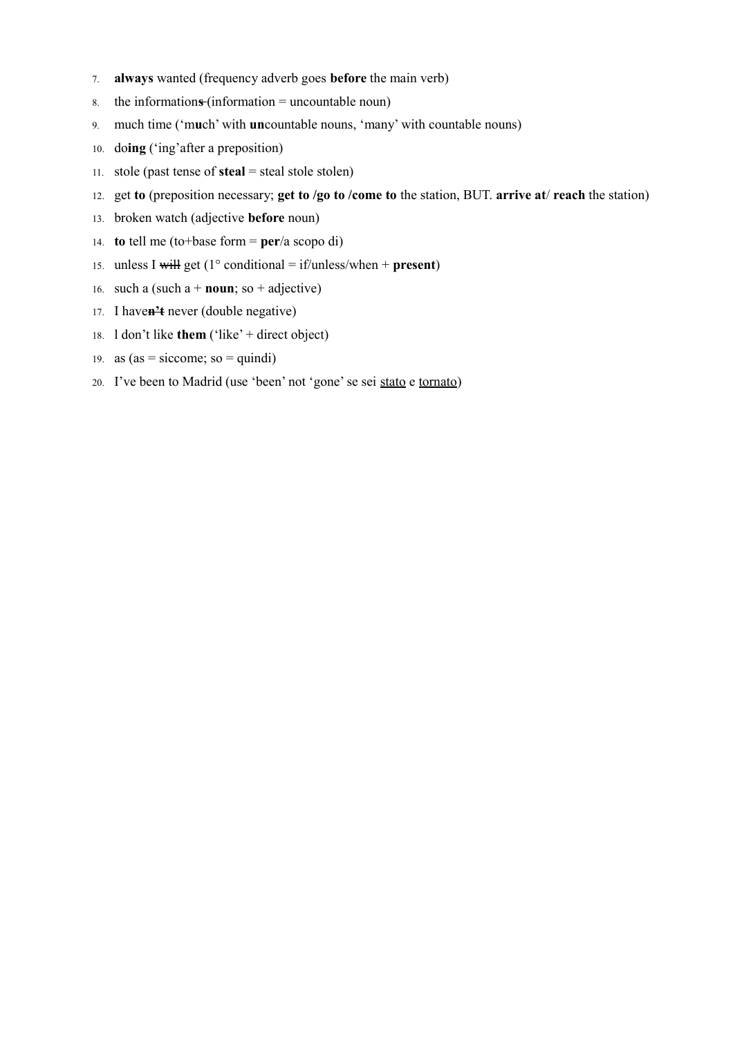7. **always** wanted (frequency adverb goes **before** the main verb)
8. the information~~s~~ (information = uncountable noun)
9. much time ('m**u**ch' with **un**countable nouns, 'many' with countable nouns)
10. do**ing** ('ing' after a preposition)
11. stole (past tense of **steal** = steal stole stolen)
12. get **to** (preposition necessary; **get to /go to /come to** the station, BUT. **arrive at**/ **reach** the station)
13. broken watch (adjective **before** noun)
14. **to** tell me (to+base form = **per**/a scopo di)
15. unless I ~~will~~ get (1° conditional = if/unless/when + **present**)
16. such a (such a + **noun**; so + adjective)
17. I have~~**n't**~~ never (double negative)
18. I don't like **them** ('like' + direct object)
19. as (as = siccome; so = quindi)
20. I've been to Madrid (use 'been' not 'gone' se sei <u>stato</u> e <u>tornato</u>)